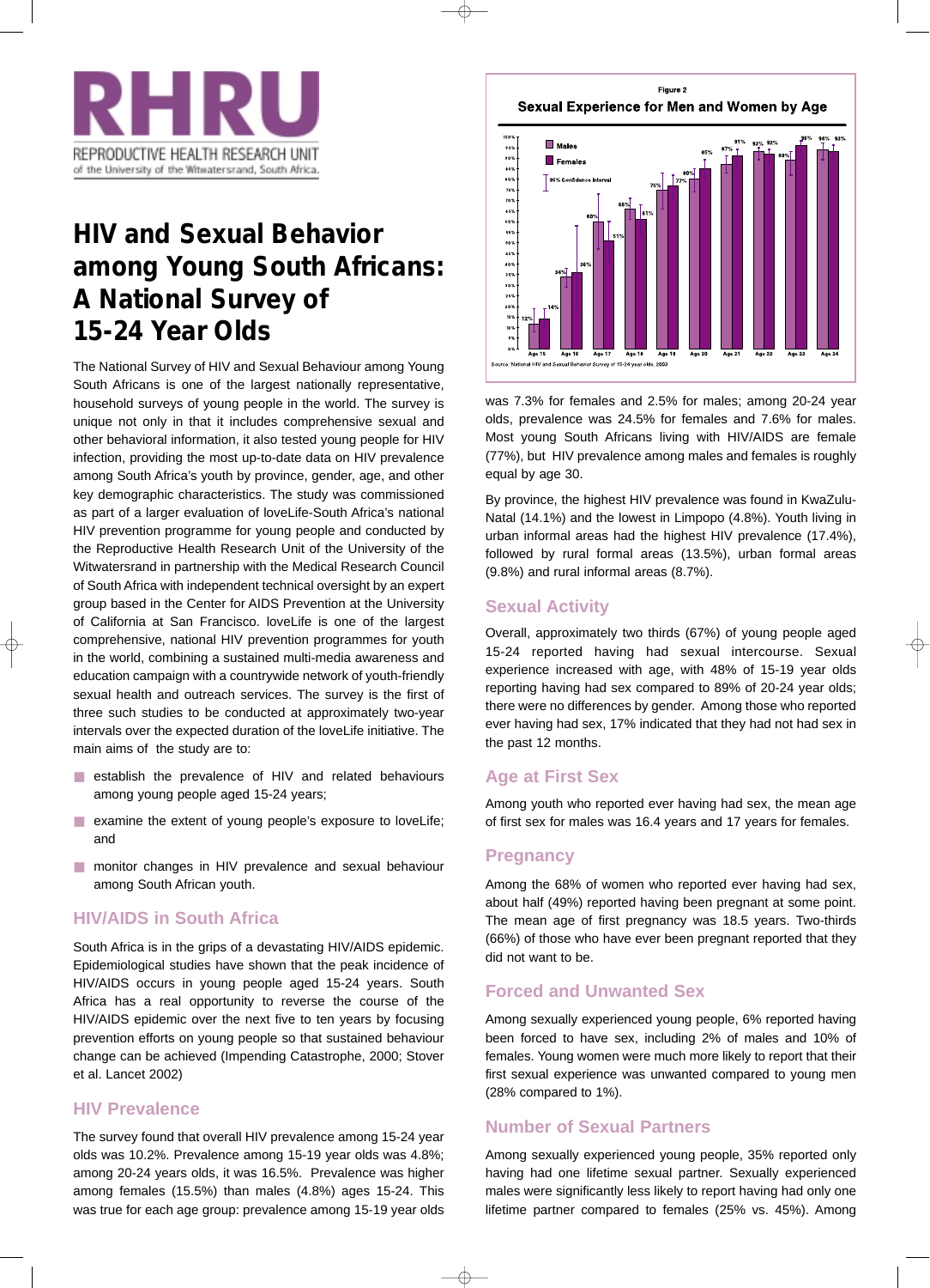# RHRU

REPRODUCTIVE HEALTH RESEARCH UNIT
of the University of the Witwatersrand, South Africa.

# HIV and Sexual Behavior among Young South Africans: A National Survey of 15-24 Year Olds

The National Survey of HIV and Sexual Behaviour among Young South Africans is one of the largest nationally representative, household surveys of young people in the world. The survey is unique not only in that it includes comprehensive sexual and other behavioral information, it also tested young people for HIV infection, providing the most up-to-date data on HIV prevalence among South Africa's youth by province, gender, age, and other key demographic characteristics. The study was commissioned as part of a larger evaluation of loveLife-South Africa's national HIV prevention programme for young people and conducted by the Reproductive Health Research Unit of the University of the Witwatersrand in partnership with the Medical Research Council of South Africa with independent technical oversight by an expert group based in the Center for AIDS Prevention at the University of California at San Francisco. loveLife is one of the largest comprehensive, national HIV prevention programmes for youth in the world, combining a sustained multi-media awareness and education campaign with a countrywide network of youth-friendly sexual health and outreach services. The survey is the first of three such studies to be conducted at approximately two-year intervals over the expected duration of the loveLife initiative. The main aims of the study are to:

- establish the prevalence of HIV and related behaviours among young people aged 15-24 years;
- examine the extent of young people's exposure to loveLife; and
- monitor changes in HIV prevalence and sexual behaviour among South African youth.

## HIV/AIDS in South Africa

South Africa is in the grips of a devastating HIV/AIDS epidemic. Epidemiological studies have shown that the peak incidence of HIV/AIDS occurs in young people aged 15-24 years. South Africa has a real opportunity to reverse the course of the HIV/AIDS epidemic over the next five to ten years by focusing prevention efforts on young people so that sustained behaviour change can be achieved (Impending Catastrophe, 2000; Stover et al. Lancet 2002)

## HIV Prevalence

The survey found that overall HIV prevalence among 15-24 year olds was 10.2%. Prevalence among 15-19 year olds was 4.8%; among 20-24 years olds, it was 16.5%. Prevalence was higher among females (15.5%) than males (4.8%) ages 15-24. This was true for each age group: prevalence among 15-19 year olds

Figure 2

**Sexual Experience for Men and Women by Age**

| Age | Males | Females |
|---|---|---|
| Age 15 | 12% | 14% |
| Age 16 | 34% | 36% |
| Age 17 | 60% | 51% |
| Age 18 | 66% | 61% |
| Age 19 | 75% | 77% |
| Age 20 | 80% | 85% |
| Age 21 | 87% | 91% |
| Age 22 | 93% | 92% |
| Age 23 | 88% | 96% |
| Age 24 | 94% | 93% |

Source: National HIV and Sexual Behavior Survey of 15-24 year olds, 2003

was 7.3% for females and 2.5% for males; among 20-24 year olds, prevalence was 24.5% for females and 7.6% for males. Most young South Africans living with HIV/AIDS are female (77%), but HIV prevalence among males and females is roughly equal by age 30.

By province, the highest HIV prevalence was found in KwaZulu-Natal (14.1%) and the lowest in Limpopo (4.8%). Youth living in urban informal areas had the highest HIV prevalence (17.4%), followed by rural formal areas (13.5%), urban formal areas (9.8%) and rural informal areas (8.7%).

## Sexual Activity

Overall, approximately two thirds (67%) of young people aged 15-24 reported having had sexual intercourse. Sexual experience increased with age, with 48% of 15-19 year olds reporting having had sex compared to 89% of 20-24 year olds; there were no differences by gender. Among those who reported ever having had sex, 17% indicated that they had not had sex in the past 12 months.

## Age at First Sex

Among youth who reported ever having had sex, the mean age of first sex for males was 16.4 years and 17 years for females.

## Pregnancy

Among the 68% of women who reported ever having had sex, about half (49%) reported having been pregnant at some point. The mean age of first pregnancy was 18.5 years. Two-thirds (66%) of those who have ever been pregnant reported that they did not want to be.

## Forced and Unwanted Sex

Among sexually experienced young people, 6% reported having been forced to have sex, including 2% of males and 10% of females. Young women were much more likely to report that their first sexual experience was unwanted compared to young men (28% compared to 1%).

## Number of Sexual Partners

Among sexually experienced young people, 35% reported only having had one lifetime sexual partner. Sexually experienced males were significantly less likely to report having had only one lifetime partner compared to females (25% vs. 45%). Among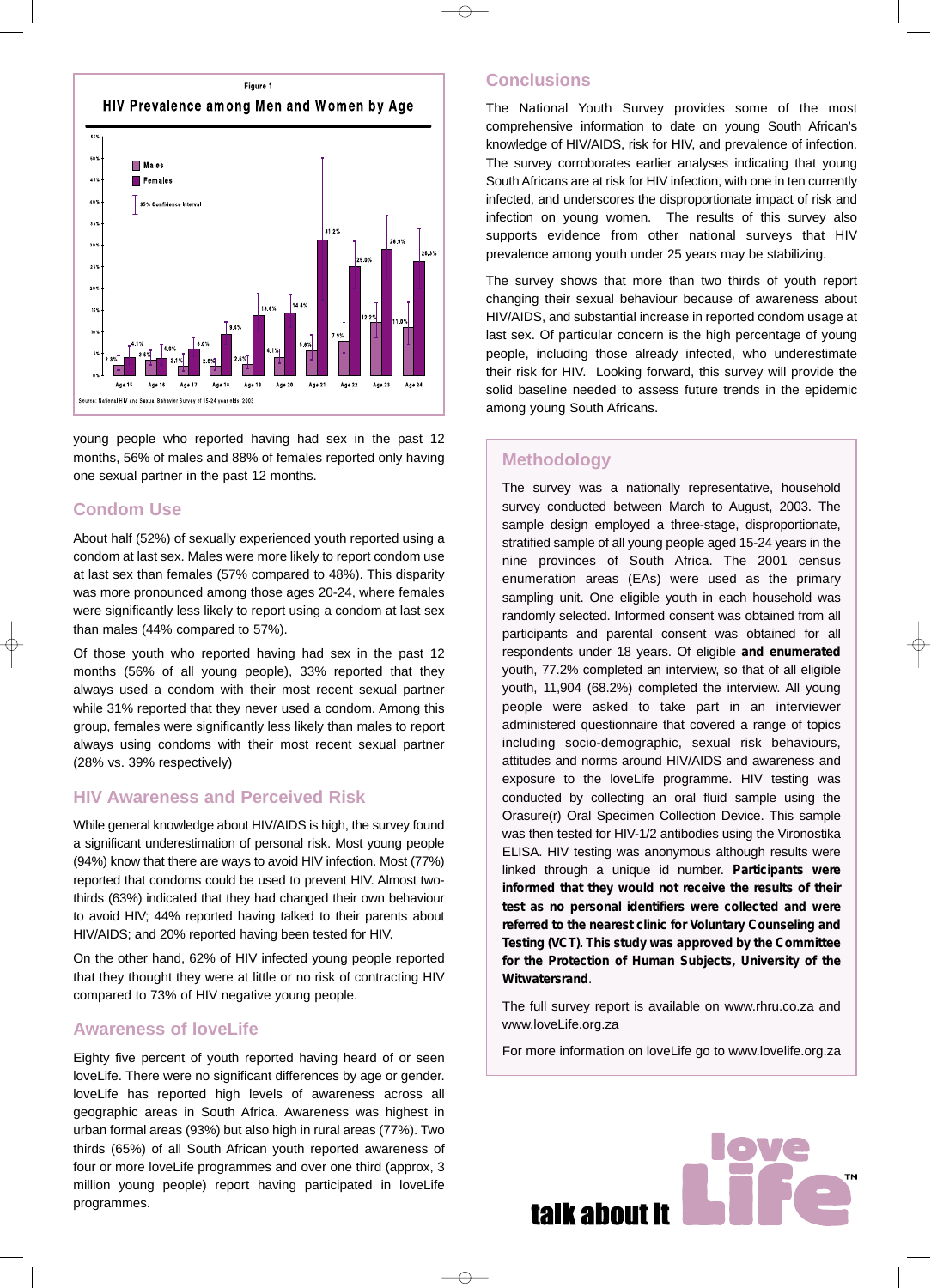Figure 1

HIV Prevalence among Men and Women by Age

Males
Females
95% Confidence Interval

55%
50%
45%
40%
35%
30%
25%
20%
15%
10%
5%
0%

2.3% 4.1% 3.6% 4.0% 2.1% 6.0% 2.6% 9.4% 2.6% 13.8% 4.1% 14.4% 5.8% 31.2% 7.9% 25.0% 12.2% 28.9% 11.0% 26.3%

Age 15 Age 16 Age 17 Age 18 Age 19 Age 20 Age 21 Age 22 Age 23 Age 24

Source: National HIV and Sexual Behavior Survey of 15-24 year olds, 2003

young people who reported having had sex in the past 12 months, 56% of males and 88% of females reported only having one sexual partner in the past 12 months.

## Condom Use

About half (52%) of sexually experienced youth reported using a condom at last sex. Males were more likely to report condom use at last sex than females (57% compared to 48%). This disparity was more pronounced among those ages 20-24, where females were significantly less likely to report using a condom at last sex than males (44% compared to 57%).

Of those youth who reported having had sex in the past 12 months (56% of all young people), 33% reported that they always used a condom with their most recent sexual partner while 31% reported that they never used a condom. Among this group, females were significantly less likely than males to report always using condoms with their most recent sexual partner (28% vs. 39% respectively)

## HIV Awareness and Perceived Risk

While general knowledge about HIV/AIDS is high, the survey found a significant underestimation of personal risk. Most young people (94%) know that there are ways to avoid HIV infection. Most (77%) reported that condoms could be used to prevent HIV. Almost two-thirds (63%) indicated that they had changed their own behaviour to avoid HIV; 44% reported having talked to their parents about HIV/AIDS; and 20% reported having been tested for HIV.

On the other hand, 62% of HIV infected young people reported that they thought they were at little or no risk of contracting HIV compared to 73% of HIV negative young people.

## Awareness of loveLife

Eighty five percent of youth reported having heard of or seen loveLife. There were no significant differences by age or gender. loveLife has reported high levels of awareness across all geographic areas in South Africa. Awareness was highest in urban formal areas (93%) but also high in rural areas (77%). Two thirds (65%) of all South African youth reported awareness of four or more loveLife programmes and over one third (approx, 3 million young people) report having participated in loveLife programmes.

## Conclusions

The National Youth Survey provides some of the most comprehensive information to date on young South African's knowledge of HIV/AIDS, risk for HIV, and prevalence of infection. The survey corroborates earlier analyses indicating that young South Africans are at risk for HIV infection, with one in ten currently infected, and underscores the disproportionate impact of risk and infection on young women. The results of this survey also supports evidence from other national surveys that HIV prevalence among youth under 25 years may be stabilizing.

The survey shows that more than two thirds of youth report changing their sexual behaviour because of awareness about HIV/AIDS, and substantial increase in reported condom usage at last sex. Of particular concern is the high percentage of young people, including those already infected, who underestimate their risk for HIV. Looking forward, this survey will provide the solid baseline needed to assess future trends in the epidemic among young South Africans.

## Methodology

The survey was a nationally representative, household survey conducted between March to August, 2003. The sample design employed a three-stage, disproportionate, stratified sample of all young people aged 15-24 years in the nine provinces of South Africa. The 2001 census enumeration areas (EAs) were used as the primary sampling unit. One eligible youth in each household was randomly selected. Informed consent was obtained from all participants and parental consent was obtained for all respondents under 18 years. Of eligible **and enumerated** youth, 77.2% completed an interview, so that of all eligible youth, 11,904 (68.2%) completed the interview. All young people were asked to take part in an interviewer administered questionnaire that covered a range of topics including socio-demographic, sexual risk behaviours, attitudes and norms around HIV/AIDS and awareness and exposure to the loveLife programme. HIV testing was conducted by collecting an oral fluid sample using the Orasure(r) Oral Specimen Collection Device. This sample was then tested for HIV-1/2 antibodies using the Vironostika ELISA. HIV testing was anonymous although results were linked through a unique id number. **Participants were informed that they would not receive the results of their test as no personal identifiers were collected and were referred to the nearest clinic for Voluntary Counseling and Testing (VCT). This study was approved by the Committee for the Protection of Human Subjects, University of the Witwatersrand**.

The full survey report is available on www.rhru.co.za and www.loveLife.org.za

For more information on loveLife go to www.lovelife.org.za

talk about it loveLife™